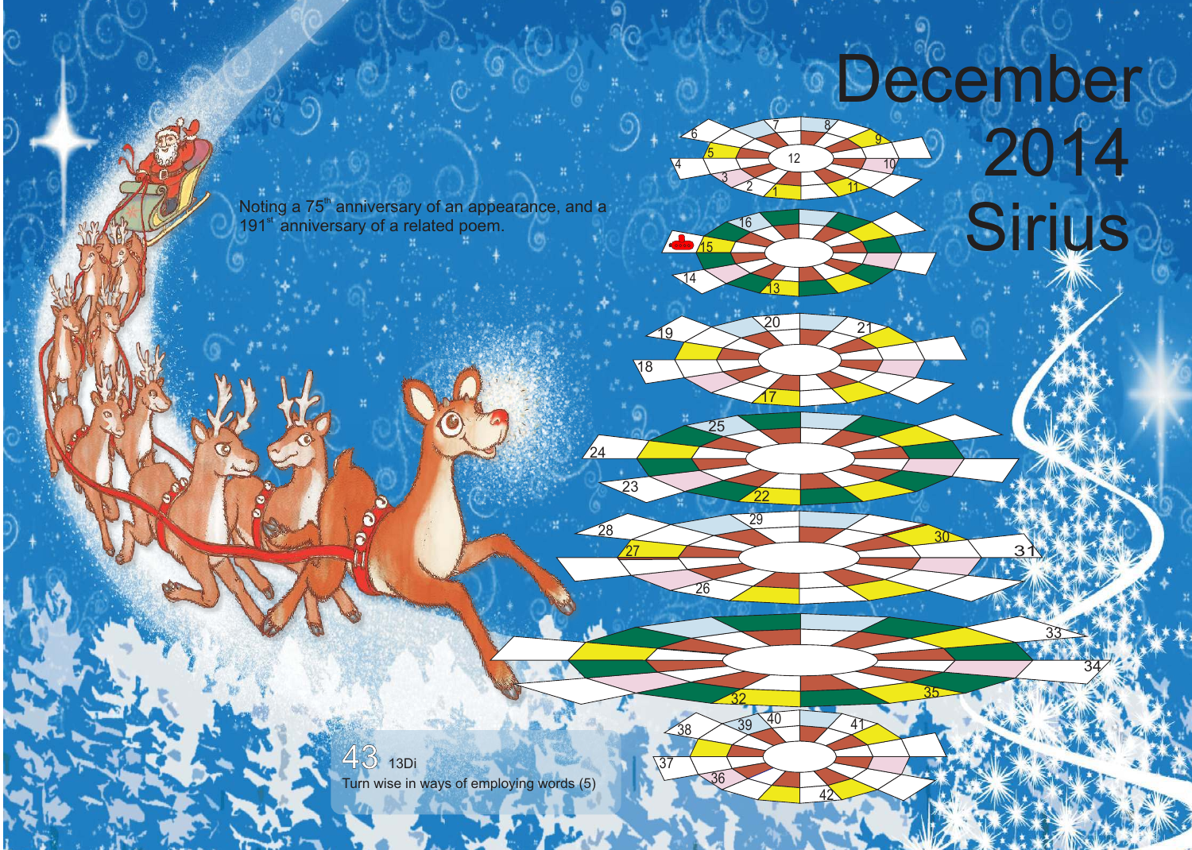# December 2014 Sirius

Noting a 75th anniversary of an appearance, and a 191st anniversary of a related poem.

43 13Di

Turn wise in ways of employing words (5)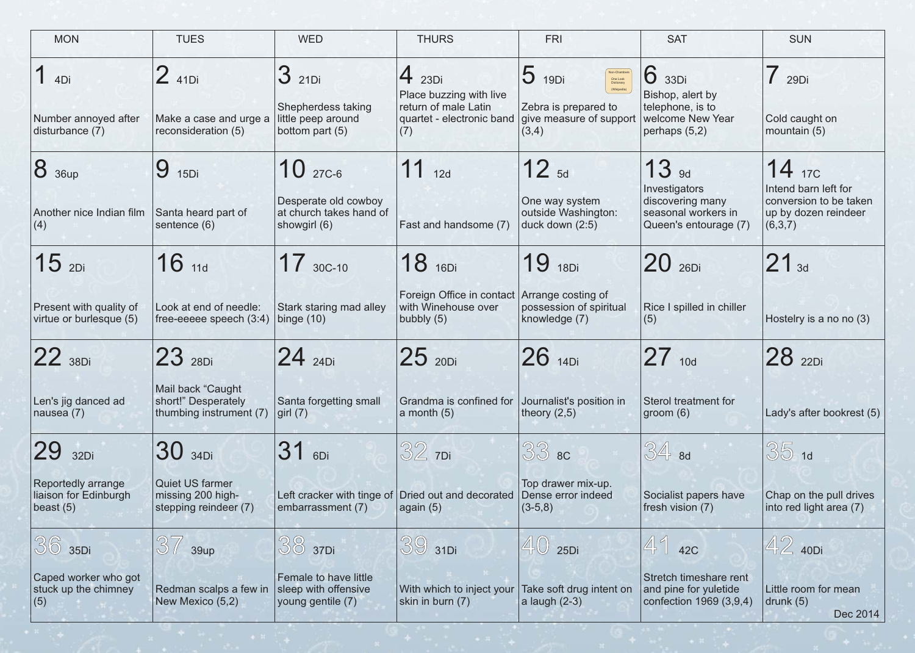| MON | TUES | WED | THURS | FRI | SAT | SUN |
|---|---|---|---|---|---|---|
| 1 4Di<br>Number annoyed after disturbance (7) | 2 41Di<br>Make a case and urge a reconsideration (5) | 3 21Di<br>Shepherdess taking little peep around bottom part (5) | 4 23Di<br>Place buzzing with live return of male Latin quartet - electronic band (7) | 5 19Di<br>Non-Chambers One Look Dictionary (Wikipedia)<br>Zebra is prepared to give measure of support (3,4) | 6 33Di<br>Bishop, alert by telephone, is to welcome New Year perhaps (5,2) | 7 29Di<br>Cold caught on mountain (5) |
| 8 36up<br>Another nice Indian film (4) | 9 15Di<br>Santa heard part of sentence (6) | 10 27C-6<br>Desperate old cowboy at church takes hand of showgirl (6) | 11 12d<br>Fast and handsome (7) | 12 5d<br>One way system outside Washington: duck down (2:5) | 13 9d<br>Investigators discovering many seasonal workers in Queen's entourage (7) | 14 17C<br>Intend barn left for conversion to be taken up by dozen reindeer (6,3,7) |
| 15 2Di<br>Present with quality of virtue or burlesque (5) | 16 11d<br>Look at end of needle: free-eeeee speech (3:4) | 17 30C-10<br>Stark staring mad alley binge (10) | 18 16Di<br>Foreign Office in contact with Winehouse over bubbly (5) | 19 18Di<br>Arrange costing of possession of spiritual knowledge (7) | 20 26Di<br>Rice I spilled in chiller (5) | 21 3d<br>Hostelry is a no no (3) |
| 22 38Di<br>Len's jig danced ad nausea (7) | 23 28Di<br>Mail back "Caught short!" Desperately thumbing instrument (7) | 24 24Di<br>Santa forgetting small girl (7) | 25 20Di<br>Grandma is confined for a month (5) | 26 14Di<br>Journalist's position in theory (2,5) | 27 10d<br>Sterol treatment for groom (6) | 28 22Di<br>Lady's after bookrest (5) |
| 29 32Di<br>Reportedly arrange liaison for Edinburgh beast (5) | 30 34Di<br>Quiet US farmer missing 200 high-stepping reindeer (7) | 31 6Di<br>Left cracker with tinge of embarrassment (7) | 32 7Di<br>Dried out and decorated again (5) | 33 8C<br>Top drawer mix-up. Dense error indeed (3-5,8) | 34 8d<br>Socialist papers have fresh vision (7) | 35 1d<br>Chap on the pull drives into red light area (7) |
| 36 35Di<br>Caped worker who got stuck up the chimney (5) | 37 39up<br>Redman scalps a few in New Mexico (5,2) | 38 37Di<br>Female to have little sleep with offensive young gentile (7) | 39 31Di<br>With which to inject your skin in burn (7) | 40 25Di<br>Take soft drug intent on a laugh (2-3) | 41 42C<br>Stretch timeshare rent and pine for yuletide confection 1969 (3,9,4) | 42 40Di<br>Little room for mean drunk (5)<br>Dec 2014 |